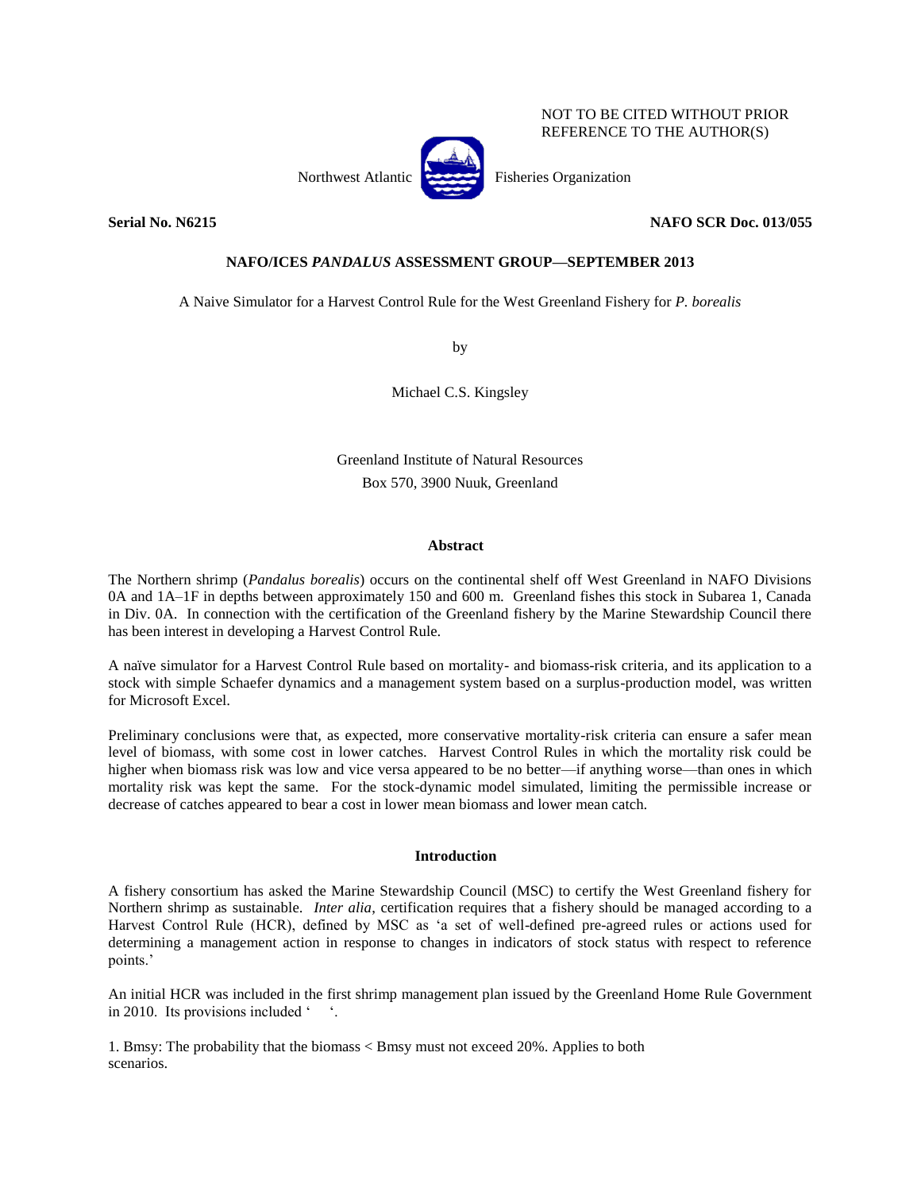NOT TO BE CITED WITHOUT PRIOR REFERENCE TO THE AUTHOR(S)

Northwest Atlantic Fisheries Organization

**Serial No. N6215** **NAFO SCR Doc. 013/055**

**NAFO/ICES *PANDALUS* ASSESSMENT GROUP—SEPTEMBER 2013**

A Naive Simulator for a Harvest Control Rule for the West Greenland Fishery for *P. borealis*

by

Michael C.S. Kingsley

Greenland Institute of Natural Resources
Box 570, 3900 Nuuk, Greenland

## Abstract

The Northern shrimp (*Pandalus borealis*) occurs on the continental shelf off West Greenland in NAFO Divisions 0A and 1A–1F in depths between approximately 150 and 600 m. Greenland fishes this stock in Subarea 1, Canada in Div. 0A. In connection with the certification of the Greenland fishery by the Marine Stewardship Council there has been interest in developing a Harvest Control Rule.

A naïve simulator for a Harvest Control Rule based on mortality- and biomass-risk criteria, and its application to a stock with simple Schaefer dynamics and a management system based on a surplus-production model, was written for Microsoft Excel.

Preliminary conclusions were that, as expected, more conservative mortality-risk criteria can ensure a safer mean level of biomass, with some cost in lower catches. Harvest Control Rules in which the mortality risk could be higher when biomass risk was low and vice versa appeared to be no better—if anything worse—than ones in which mortality risk was kept the same. For the stock-dynamic model simulated, limiting the permissible increase or decrease of catches appeared to bear a cost in lower mean biomass and lower mean catch.

## Introduction

A fishery consortium has asked the Marine Stewardship Council (MSC) to certify the West Greenland fishery for Northern shrimp as sustainable. *Inter alia*, certification requires that a fishery should be managed according to a Harvest Control Rule (HCR), defined by MSC as 'a set of well-defined pre-agreed rules or actions used for determining a management action in response to changes in indicators of stock status with respect to reference points.'

An initial HCR was included in the first shrimp management plan issued by the Greenland Home Rule Government in 2010. Its provisions included ' '.

1. Bmsy: The probability that the biomass < Bmsy must not exceed 20%. Applies to both scenarios.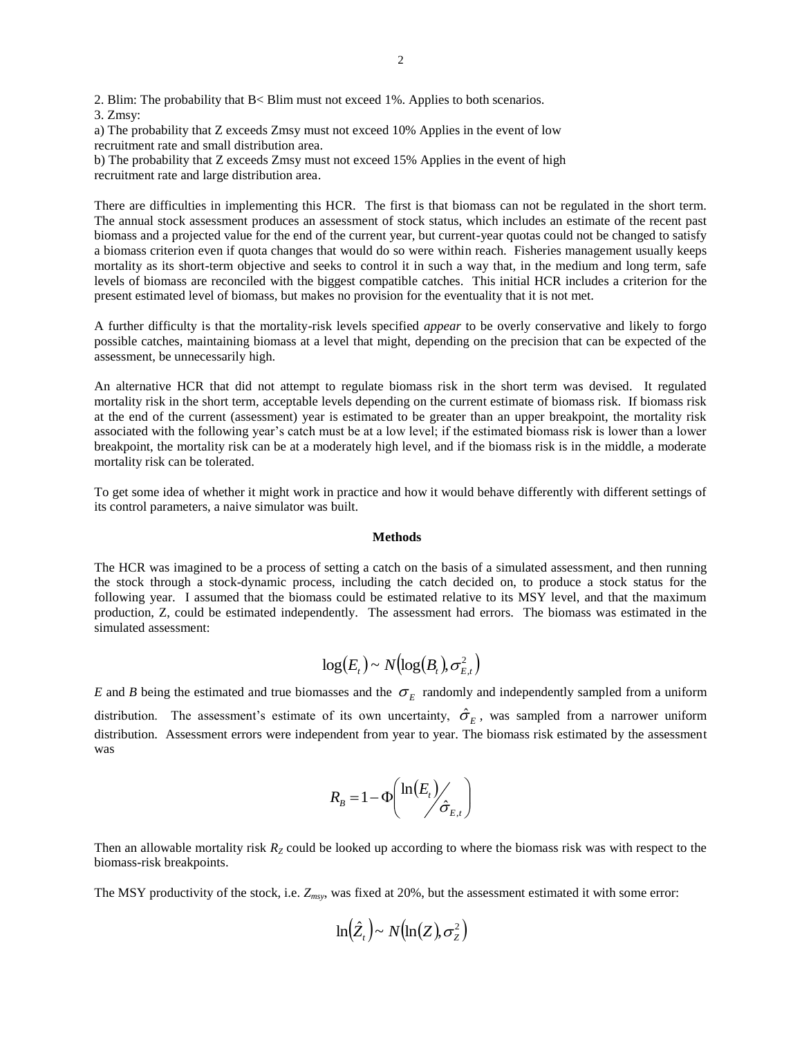2. Blim: The probability that B< Blim must not exceed 1%. Applies to both scenarios.
3. Zmsy:
a) The probability that Z exceeds Zmsy must not exceed 10% Applies in the event of low recruitment rate and small distribution area.
b) The probability that Z exceeds Zmsy must not exceed 15% Applies in the event of high recruitment rate and large distribution area.

There are difficulties in implementing this HCR. The first is that biomass can not be regulated in the short term. The annual stock assessment produces an assessment of stock status, which includes an estimate of the recent past biomass and a projected value for the end of the current year, but current-year quotas could not be changed to satisfy a biomass criterion even if quota changes that would do so were within reach. Fisheries management usually keeps mortality as its short-term objective and seeks to control it in such a way that, in the medium and long term, safe levels of biomass are reconciled with the biggest compatible catches. This initial HCR includes a criterion for the present estimated level of biomass, but makes no provision for the eventuality that it is not met.

A further difficulty is that the mortality-risk levels specified *appear* to be overly conservative and likely to forgo possible catches, maintaining biomass at a level that might, depending on the precision that can be expected of the assessment, be unnecessarily high.

An alternative HCR that did not attempt to regulate biomass risk in the short term was devised. It regulated mortality risk in the short term, acceptable levels depending on the current estimate of biomass risk. If biomass risk at the end of the current (assessment) year is estimated to be greater than an upper breakpoint, the mortality risk associated with the following year's catch must be at a low level; if the estimated biomass risk is lower than a lower breakpoint, the mortality risk can be at a moderately high level, and if the biomass risk is in the middle, a moderate mortality risk can be tolerated.

To get some idea of whether it might work in practice and how it would behave differently with different settings of its control parameters, a naive simulator was built.

## Methods

The HCR was imagined to be a process of setting a catch on the basis of a simulated assessment, and then running the stock through a stock-dynamic process, including the catch decided on, to produce a stock status for the following year. I assumed that the biomass could be estimated relative to its MSY level, and that the maximum production, Z, could be estimated independently. The assessment had errors. The biomass was estimated in the simulated assessment:

$$\log(E_t) \sim N\left(\log(B_t), \sigma_{E,t}^2\right)$$

*E* and *B* being the estimated and true biomasses and the $\sigma_E$ randomly and independently sampled from a uniform distribution. The assessment's estimate of its own uncertainty, $\hat{\sigma}_E$, was sampled from a narrower uniform distribution. Assessment errors were independent from year to year. The biomass risk estimated by the assessment was

$$R_B = 1 - \Phi\left( \ln(E_t) \middle/ \hat{\sigma}_{E,t} \right)$$

Then an allowable mortality risk $R_Z$ could be looked up according to where the biomass risk was with respect to the biomass-risk breakpoints.

The MSY productivity of the stock, i.e. $Z_{msy}$, was fixed at 20%, but the assessment estimated it with some error:

$$\ln(\hat{Z}_t) \sim N\left(\ln(Z), \sigma_Z^2\right)$$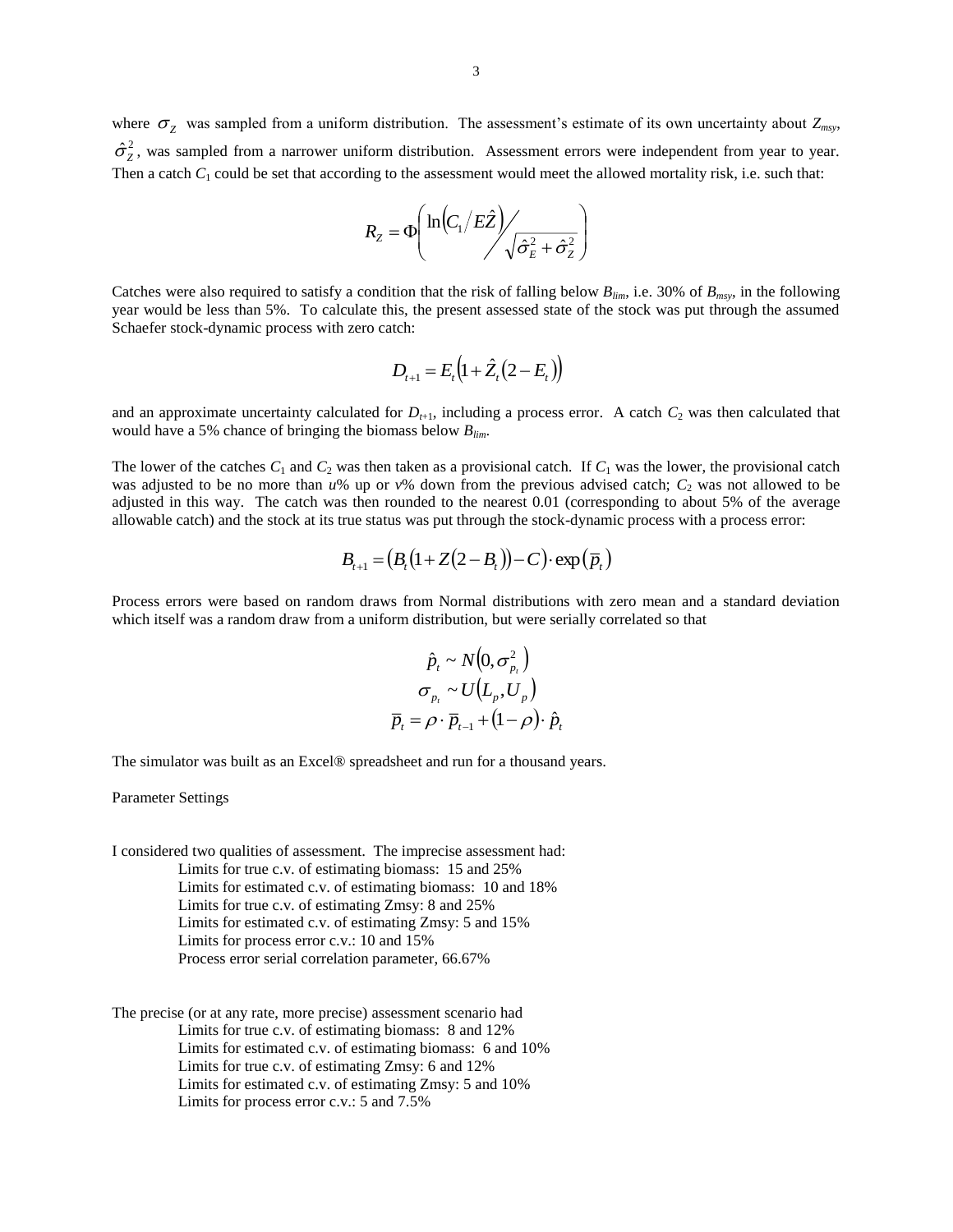where $\sigma_Z$ was sampled from a uniform distribution. The assessment's estimate of its own uncertainty about $Z_{msy}$, $\hat{\sigma}_Z^2$, was sampled from a narrower uniform distribution. Assessment errors were independent from year to year. Then a catch $C_1$ could be set that according to the assessment would meet the allowed mortality risk, i.e. such that:

$$R_Z = \Phi\left( \ln\left(C_1 / E\hat{Z}\right) \Big/ \sqrt{\hat{\sigma}_E^2 + \hat{\sigma}_Z^2} \right)$$

Catches were also required to satisfy a condition that the risk of falling below $B_{lim}$, i.e. 30% of $B_{msy}$, in the following year would be less than 5%. To calculate this, the present assessed state of the stock was put through the assumed Schaefer stock-dynamic process with zero catch:

$$D_{t+1} = E_t\left(1 + \hat{Z}_t\left(2 - E_t\right)\right)$$

and an approximate uncertainty calculated for $D_{t+1}$, including a process error. A catch $C_2$ was then calculated that would have a 5% chance of bringing the biomass below $B_{lim}$.

The lower of the catches $C_1$ and $C_2$ was then taken as a provisional catch. If $C_1$ was the lower, the provisional catch was adjusted to be no more than $u$% up or $v$% down from the previous advised catch; $C_2$ was not allowed to be adjusted in this way. The catch was then rounded to the nearest 0.01 (corresponding to about 5% of the average allowable catch) and the stock at its true status was put through the stock-dynamic process with a process error:

$$B_{t+1} = \left(B_t\left(1 + Z\left(2 - B_t\right)\right) - C\right) \cdot \exp\left(\bar{p}_t\right)$$

Process errors were based on random draws from Normal distributions with zero mean and a standard deviation which itself was a random draw from a uniform distribution, but were serially correlated so that

$$\hat{p}_t \sim N\left(0, \sigma_{p_t}^2\right)$$
$$\sigma_{p_t} \sim U\left(L_p, U_p\right)$$
$$\bar{p}_t = \rho \cdot \bar{p}_{t-1} + \left(1 - \rho\right) \cdot \hat{p}_t$$

The simulator was built as an Excel® spreadsheet and run for a thousand years.

Parameter Settings

I considered two qualities of assessment. The imprecise assessment had:

- Limits for true c.v. of estimating biomass: 15 and 25%
- Limits for estimated c.v. of estimating biomass: 10 and 18%
- Limits for true c.v. of estimating Zmsy: 8 and 25%
- Limits for estimated c.v. of estimating Zmsy: 5 and 15%
- Limits for process error c.v.: 10 and 15%
- Process error serial correlation parameter, 66.67%

The precise (or at any rate, more precise) assessment scenario had

- Limits for true c.v. of estimating biomass: 8 and 12%
- Limits for estimated c.v. of estimating biomass: 6 and 10%
- Limits for true c.v. of estimating Zmsy: 6 and 12%
- Limits for estimated c.v. of estimating Zmsy: 5 and 10%
- Limits for process error c.v.: 5 and 7.5%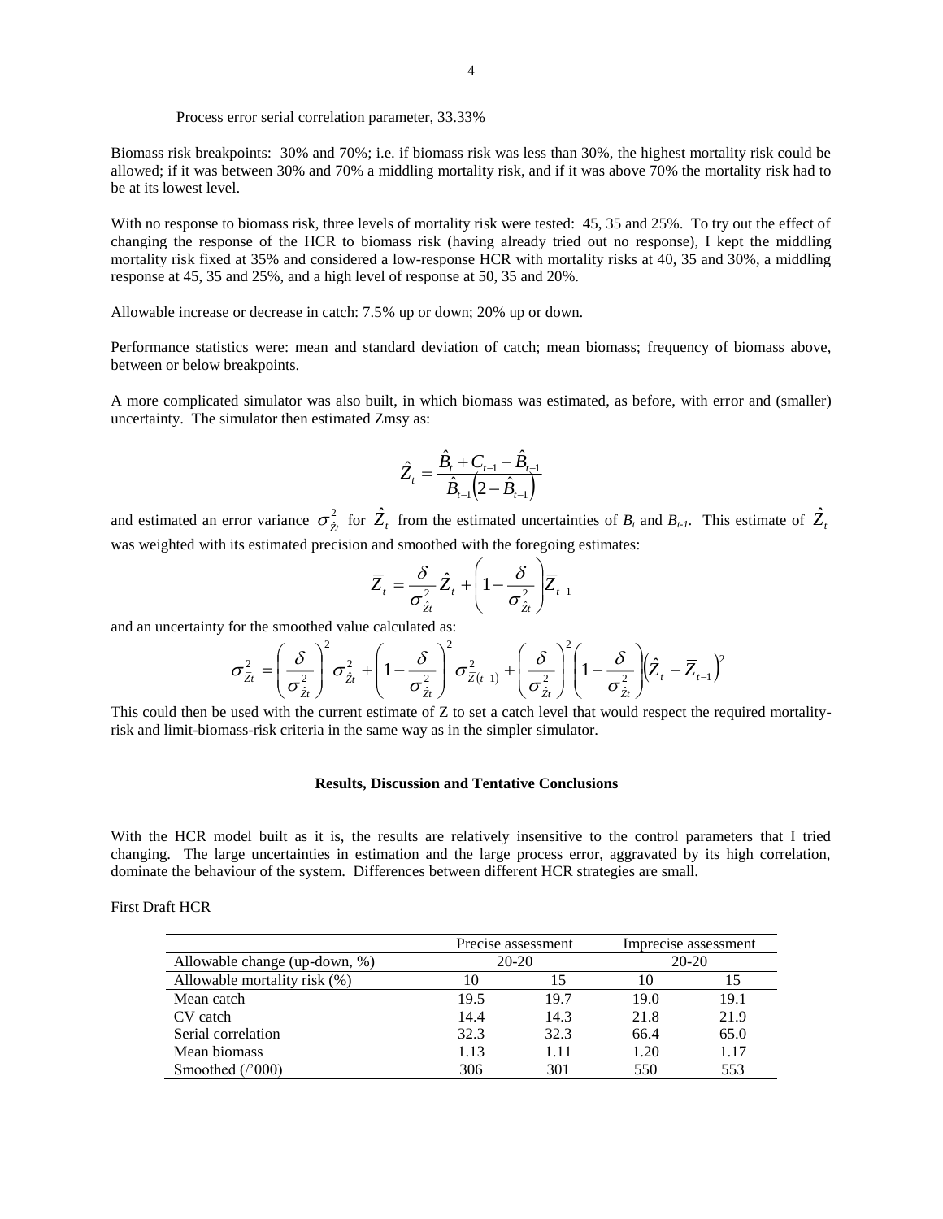Process error serial correlation parameter, 33.33%

Biomass risk breakpoints: 30% and 70%; i.e. if biomass risk was less than 30%, the highest mortality risk could be allowed; if it was between 30% and 70% a middling mortality risk, and if it was above 70% the mortality risk had to be at its lowest level.

With no response to biomass risk, three levels of mortality risk were tested: 45, 35 and 25%. To try out the effect of changing the response of the HCR to biomass risk (having already tried out no response), I kept the middling mortality risk fixed at 35% and considered a low-response HCR with mortality risks at 40, 35 and 30%, a middling response at 45, 35 and 25%, and a high level of response at 50, 35 and 20%.

Allowable increase or decrease in catch: 7.5% up or down; 20% up or down.

Performance statistics were: mean and standard deviation of catch; mean biomass; frequency of biomass above, between or below breakpoints.

A more complicated simulator was also built, in which biomass was estimated, as before, with error and (smaller) uncertainty. The simulator then estimated Zmsy as:

$$\hat{Z}_t = \frac{\hat{B}_t + C_{t-1} - \hat{B}_{t-1}}{\hat{B}_{t-1}\left(2 - \hat{B}_{t-1}\right)}$$

and estimated an error variance $\sigma^2_{\hat{Z}t}$ for $\hat{Z}_t$ from the estimated uncertainties of $B_t$ and $B_{t-1}$. This estimate of $\hat{Z}_t$ was weighted with its estimated precision and smoothed with the foregoing estimates:

$$\bar{Z}_t = \frac{\delta}{\sigma^2_{\hat{Z}t}}\hat{Z}_t + \left(1 - \frac{\delta}{\sigma^2_{\hat{Z}t}}\right)\bar{Z}_{t-1}$$

and an uncertainty for the smoothed value calculated as:

$$\sigma^2_{\bar{Z}t} = \left(\frac{\delta}{\sigma^2_{\hat{Z}t}}\right)^2 \sigma^2_{\hat{Z}t} + \left(1 - \frac{\delta}{\sigma^2_{\hat{Z}t}}\right)^2 \sigma^2_{\bar{Z}(t-1)} + \left(\frac{\delta}{\sigma^2_{\hat{Z}t}}\right)^2 \left(1 - \frac{\delta}{\sigma^2_{\hat{Z}t}}\right)\left(\hat{Z}_t - \bar{Z}_{t-1}\right)^2$$

This could then be used with the current estimate of Z to set a catch level that would respect the required mortality-risk and limit-biomass-risk criteria in the same way as in the simpler simulator.

## Results, Discussion and Tentative Conclusions

With the HCR model built as it is, the results are relatively insensitive to the control parameters that I tried changing. The large uncertainties in estimation and the large process error, aggravated by its high correlation, dominate the behaviour of the system. Differences between different HCR strategies are small.

First Draft HCR

| | Precise assessment | | Imprecise assessment | |
|---|---|---|---|---|
| Allowable change (up-down, %) | 20-20 | | 20-20 | |
| Allowable mortality risk (%) | 10 | 15 | 10 | 15 |
| Mean catch | 19.5 | 19.7 | 19.0 | 19.1 |
| CV catch | 14.4 | 14.3 | 21.8 | 21.9 |
| Serial correlation | 32.3 | 32.3 | 66.4 | 65.0 |
| Mean biomass | 1.13 | 1.11 | 1.20 | 1.17 |
| Smoothed (/’000) | 306 | 301 | 550 | 553 |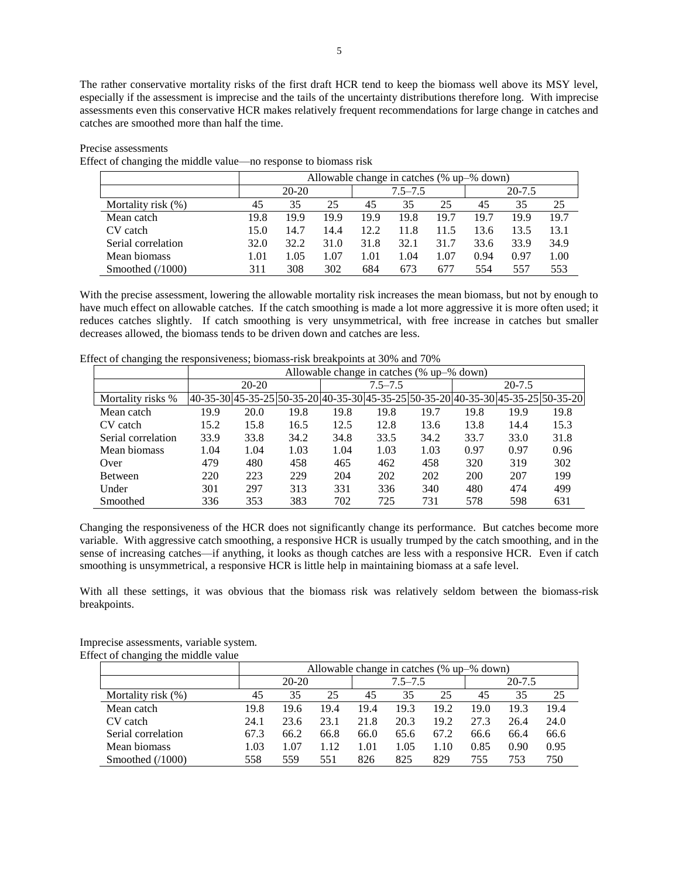The rather conservative mortality risks of the first draft HCR tend to keep the biomass well above its MSY level, especially if the assessment is imprecise and the tails of the uncertainty distributions therefore long. With imprecise assessments even this conservative HCR makes relatively frequent recommendations for large change in catches and catches are smoothed more than half the time.

Precise assessments

Effect of changing the middle value—no response to biomass risk

| | Allowable change in catches (% up–% down) | | | | | | | | |
|---|---|---|---|---|---|---|---|---|---|
| | 20-20 | | | 7.5–7.5 | | | 20-7.5 | | |
| Mortality risk (%) | 45 | 35 | 25 | 45 | 35 | 25 | 45 | 35 | 25 |
| Mean catch | 19.8 | 19.9 | 19.9 | 19.9 | 19.8 | 19.7 | 19.7 | 19.9 | 19.7 |
| CV catch | 15.0 | 14.7 | 14.4 | 12.2 | 11.8 | 11.5 | 13.6 | 13.5 | 13.1 |
| Serial correlation | 32.0 | 32.2 | 31.0 | 31.8 | 32.1 | 31.7 | 33.6 | 33.9 | 34.9 |
| Mean biomass | 1.01 | 1.05 | 1.07 | 1.01 | 1.04 | 1.07 | 0.94 | 0.97 | 1.00 |
| Smoothed (/1000) | 311 | 308 | 302 | 684 | 673 | 677 | 554 | 557 | 553 |

With the precise assessment, lowering the allowable mortality risk increases the mean biomass, but not by enough to have much effect on allowable catches. If the catch smoothing is made a lot more aggressive it is more often used; it reduces catches slightly. If catch smoothing is very unsymmetrical, with free increase in catches but smaller decreases allowed, the biomass tends to be driven down and catches are less.

Effect of changing the responsiveness; biomass-risk breakpoints at 30% and 70%

| | Allowable change in catches (% up–% down) | | | | | | | | |
|---|---|---|---|---|---|---|---|---|---|
| | 20-20 | | | 7.5–7.5 | | | 20-7.5 | | |
| Mortality risks % | 40-35-30 | 45-35-25 | 50-35-20 | 40-35-30 | 45-35-25 | 50-35-20 | 40-35-30 | 45-35-25 | 50-35-20 |
| Mean catch | 19.9 | 20.0 | 19.8 | 19.8 | 19.8 | 19.7 | 19.8 | 19.9 | 19.8 |
| CV catch | 15.2 | 15.8 | 16.5 | 12.5 | 12.8 | 13.6 | 13.8 | 14.4 | 15.3 |
| Serial correlation | 33.9 | 33.8 | 34.2 | 34.8 | 33.5 | 34.2 | 33.7 | 33.0 | 31.8 |
| Mean biomass | 1.04 | 1.04 | 1.03 | 1.04 | 1.03 | 1.03 | 0.97 | 0.97 | 0.96 |
| Over | 479 | 480 | 458 | 465 | 462 | 458 | 320 | 319 | 302 |
| Between | 220 | 223 | 229 | 204 | 202 | 202 | 200 | 207 | 199 |
| Under | 301 | 297 | 313 | 331 | 336 | 340 | 480 | 474 | 499 |
| Smoothed | 336 | 353 | 383 | 702 | 725 | 731 | 578 | 598 | 631 |

Changing the responsiveness of the HCR does not significantly change its performance. But catches become more variable. With aggressive catch smoothing, a responsive HCR is usually trumped by the catch smoothing, and in the sense of increasing catches—if anything, it looks as though catches are less with a responsive HCR. Even if catch smoothing is unsymmetrical, a responsive HCR is little help in maintaining biomass at a safe level.

With all these settings, it was obvious that the biomass risk was relatively seldom between the biomass-risk breakpoints.

Imprecise assessments, variable system.

Effect of changing the middle value

| | Allowable change in catches (% up–% down) | | | | | | | | |
|---|---|---|---|---|---|---|---|---|---|
| | 20-20 | | | 7.5–7.5 | | | 20-7.5 | | |
| Mortality risk (%) | 45 | 35 | 25 | 45 | 35 | 25 | 45 | 35 | 25 |
| Mean catch | 19.8 | 19.6 | 19.4 | 19.4 | 19.3 | 19.2 | 19.0 | 19.3 | 19.4 |
| CV catch | 24.1 | 23.6 | 23.1 | 21.8 | 20.3 | 19.2 | 27.3 | 26.4 | 24.0 |
| Serial correlation | 67.3 | 66.2 | 66.8 | 66.0 | 65.6 | 67.2 | 66.6 | 66.4 | 66.6 |
| Mean biomass | 1.03 | 1.07 | 1.12 | 1.01 | 1.05 | 1.10 | 0.85 | 0.90 | 0.95 |
| Smoothed (/1000) | 558 | 559 | 551 | 826 | 825 | 829 | 755 | 753 | 750 |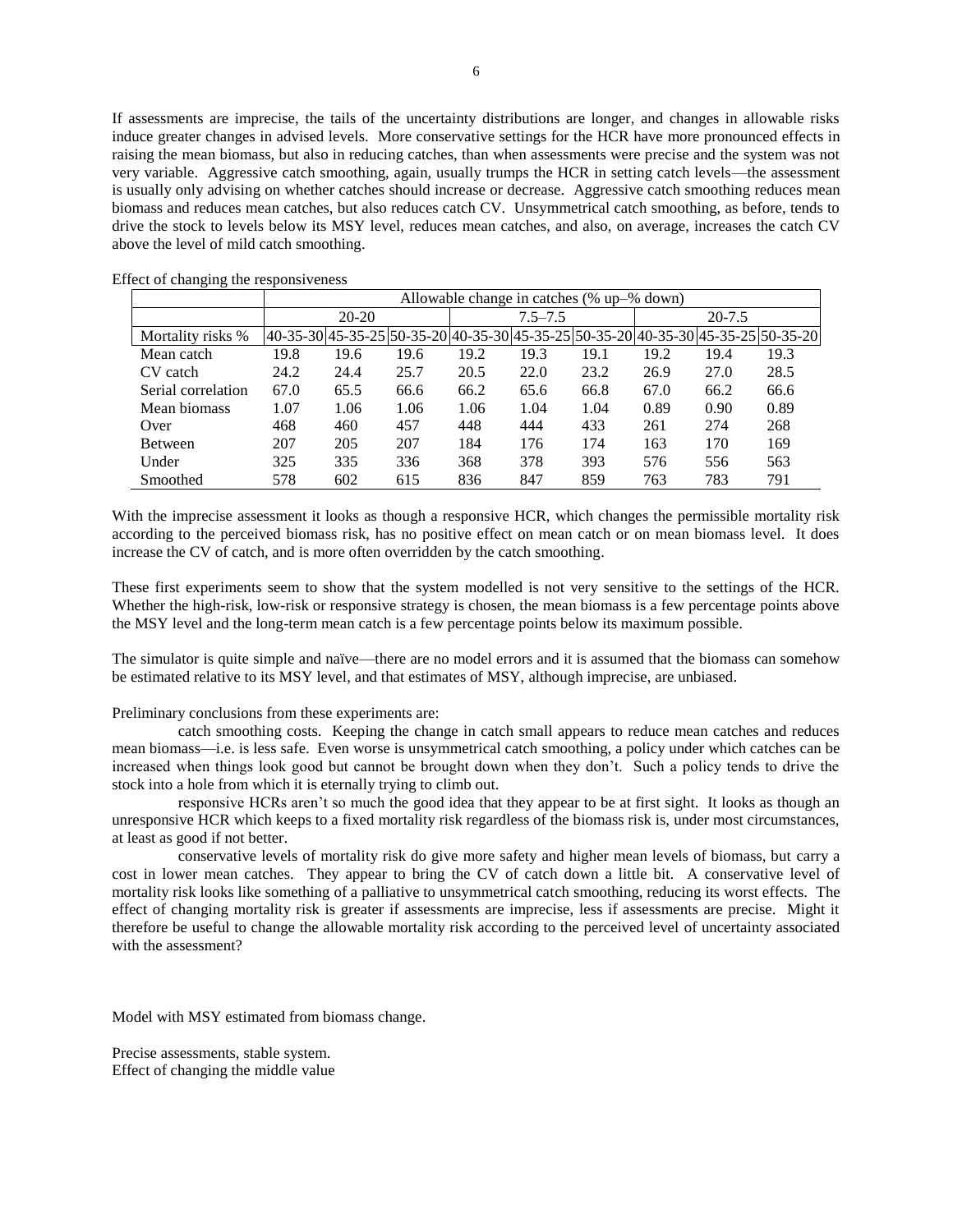If assessments are imprecise, the tails of the uncertainty distributions are longer, and changes in allowable risks induce greater changes in advised levels. More conservative settings for the HCR have more pronounced effects in raising the mean biomass, but also in reducing catches, than when assessments were precise and the system was not very variable. Aggressive catch smoothing, again, usually trumps the HCR in setting catch levels—the assessment is usually only advising on whether catches should increase or decrease. Aggressive catch smoothing reduces mean biomass and reduces mean catches, but also reduces catch CV. Unsymmetrical catch smoothing, as before, tends to drive the stock to levels below its MSY level, reduces mean catches, and also, on average, increases the catch CV above the level of mild catch smoothing.

Effect of changing the responsiveness

| | Allowable change in catches (% up–% down) | | | | | | | | |
|---|---|---|---|---|---|---|---|---|---|
| | 20-20 | | | 7.5–7.5 | | | 20-7.5 | | |
| Mortality risks % | 40-35-30 | 45-35-25 | 50-35-20 | 40-35-30 | 45-35-25 | 50-35-20 | 40-35-30 | 45-35-25 | 50-35-20 |
| Mean catch | 19.8 | 19.6 | 19.6 | 19.2 | 19.3 | 19.1 | 19.2 | 19.4 | 19.3 |
| CV catch | 24.2 | 24.4 | 25.7 | 20.5 | 22.0 | 23.2 | 26.9 | 27.0 | 28.5 |
| Serial correlation | 67.0 | 65.5 | 66.6 | 66.2 | 65.6 | 66.8 | 67.0 | 66.2 | 66.6 |
| Mean biomass | 1.07 | 1.06 | 1.06 | 1.06 | 1.04 | 1.04 | 0.89 | 0.90 | 0.89 |
| Over | 468 | 460 | 457 | 448 | 444 | 433 | 261 | 274 | 268 |
| Between | 207 | 205 | 207 | 184 | 176 | 174 | 163 | 170 | 169 |
| Under | 325 | 335 | 336 | 368 | 378 | 393 | 576 | 556 | 563 |
| Smoothed | 578 | 602 | 615 | 836 | 847 | 859 | 763 | 783 | 791 |

With the imprecise assessment it looks as though a responsive HCR, which changes the permissible mortality risk according to the perceived biomass risk, has no positive effect on mean catch or on mean biomass level. It does increase the CV of catch, and is more often overridden by the catch smoothing.

These first experiments seem to show that the system modelled is not very sensitive to the settings of the HCR. Whether the high-risk, low-risk or responsive strategy is chosen, the mean biomass is a few percentage points above the MSY level and the long-term mean catch is a few percentage points below its maximum possible.

The simulator is quite simple and naïve—there are no model errors and it is assumed that the biomass can somehow be estimated relative to its MSY level, and that estimates of MSY, although imprecise, are unbiased.

Preliminary conclusions from these experiments are:

catch smoothing costs. Keeping the change in catch small appears to reduce mean catches and reduces mean biomass—i.e. is less safe. Even worse is unsymmetrical catch smoothing, a policy under which catches can be increased when things look good but cannot be brought down when they don't. Such a policy tends to drive the stock into a hole from which it is eternally trying to climb out.

responsive HCRs aren't so much the good idea that they appear to be at first sight. It looks as though an unresponsive HCR which keeps to a fixed mortality risk regardless of the biomass risk is, under most circumstances, at least as good if not better.

conservative levels of mortality risk do give more safety and higher mean levels of biomass, but carry a cost in lower mean catches. They appear to bring the CV of catch down a little bit. A conservative level of mortality risk looks like something of a palliative to unsymmetrical catch smoothing, reducing its worst effects. The effect of changing mortality risk is greater if assessments are imprecise, less if assessments are precise. Might it therefore be useful to change the allowable mortality risk according to the perceived level of uncertainty associated with the assessment?

Model with MSY estimated from biomass change.

Precise assessments, stable system.
Effect of changing the middle value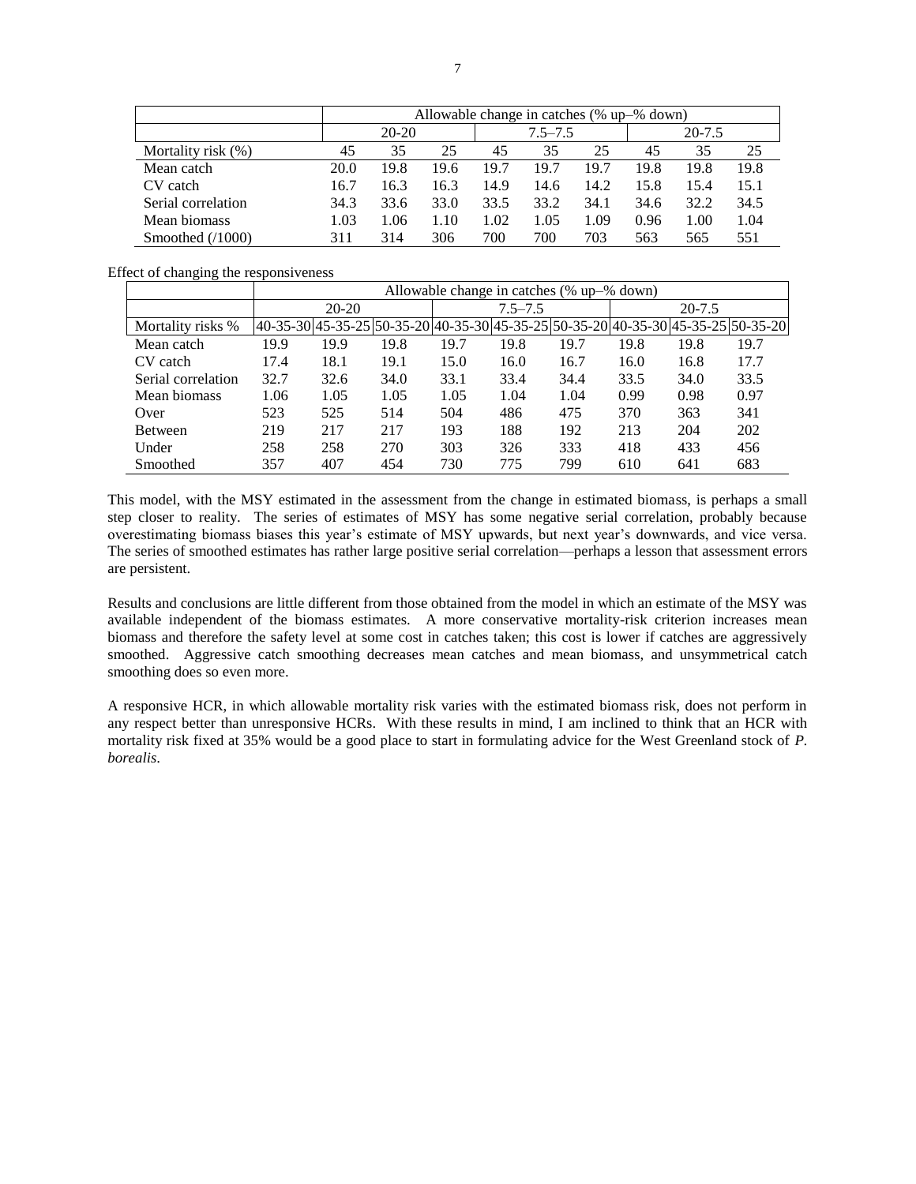| | Allowable change in catches (% up–% down) | | | | | | | | |
|---|---|---|---|---|---|---|---|---|---|
| | 20-20 | | | 7.5–7.5 | | | 20-7.5 | | |
| Mortality risk (%) | 45 | 35 | 25 | 45 | 35 | 25 | 45 | 35 | 25 |
| Mean catch | 20.0 | 19.8 | 19.6 | 19.7 | 19.7 | 19.7 | 19.8 | 19.8 | 19.8 |
| CV catch | 16.7 | 16.3 | 16.3 | 14.9 | 14.6 | 14.2 | 15.8 | 15.4 | 15.1 |
| Serial correlation | 34.3 | 33.6 | 33.0 | 33.5 | 33.2 | 34.1 | 34.6 | 32.2 | 34.5 |
| Mean biomass | 1.03 | 1.06 | 1.10 | 1.02 | 1.05 | 1.09 | 0.96 | 1.00 | 1.04 |
| Smoothed (/1000) | 311 | 314 | 306 | 700 | 700 | 703 | 563 | 565 | 551 |

Effect of changing the responsiveness

| | Allowable change in catches (% up–% down) | | | | | | | | |
|---|---|---|---|---|---|---|---|---|---|
| | 20-20 | | | 7.5–7.5 | | | 20-7.5 | | |
| Mortality risks % | 40-35-30 | 45-35-25 | 50-35-20 | 40-35-30 | 45-35-25 | 50-35-20 | 40-35-30 | 45-35-25 | 50-35-20 |
| Mean catch | 19.9 | 19.9 | 19.8 | 19.7 | 19.8 | 19.7 | 19.8 | 19.8 | 19.7 |
| CV catch | 17.4 | 18.1 | 19.1 | 15.0 | 16.0 | 16.7 | 16.0 | 16.8 | 17.7 |
| Serial correlation | 32.7 | 32.6 | 34.0 | 33.1 | 33.4 | 34.4 | 33.5 | 34.0 | 33.5 |
| Mean biomass | 1.06 | 1.05 | 1.05 | 1.05 | 1.04 | 1.04 | 0.99 | 0.98 | 0.97 |
| Over | 523 | 525 | 514 | 504 | 486 | 475 | 370 | 363 | 341 |
| Between | 219 | 217 | 217 | 193 | 188 | 192 | 213 | 204 | 202 |
| Under | 258 | 258 | 270 | 303 | 326 | 333 | 418 | 433 | 456 |
| Smoothed | 357 | 407 | 454 | 730 | 775 | 799 | 610 | 641 | 683 |

This model, with the MSY estimated in the assessment from the change in estimated biomass, is perhaps a small step closer to reality. The series of estimates of MSY has some negative serial correlation, probably because overestimating biomass biases this year's estimate of MSY upwards, but next year's downwards, and vice versa. The series of smoothed estimates has rather large positive serial correlation—perhaps a lesson that assessment errors are persistent.

Results and conclusions are little different from those obtained from the model in which an estimate of the MSY was available independent of the biomass estimates. A more conservative mortality-risk criterion increases mean biomass and therefore the safety level at some cost in catches taken; this cost is lower if catches are aggressively smoothed. Aggressive catch smoothing decreases mean catches and mean biomass, and unsymmetrical catch smoothing does so even more.

A responsive HCR, in which allowable mortality risk varies with the estimated biomass risk, does not perform in any respect better than unresponsive HCRs. With these results in mind, I am inclined to think that an HCR with mortality risk fixed at 35% would be a good place to start in formulating advice for the West Greenland stock of *P. borealis*.